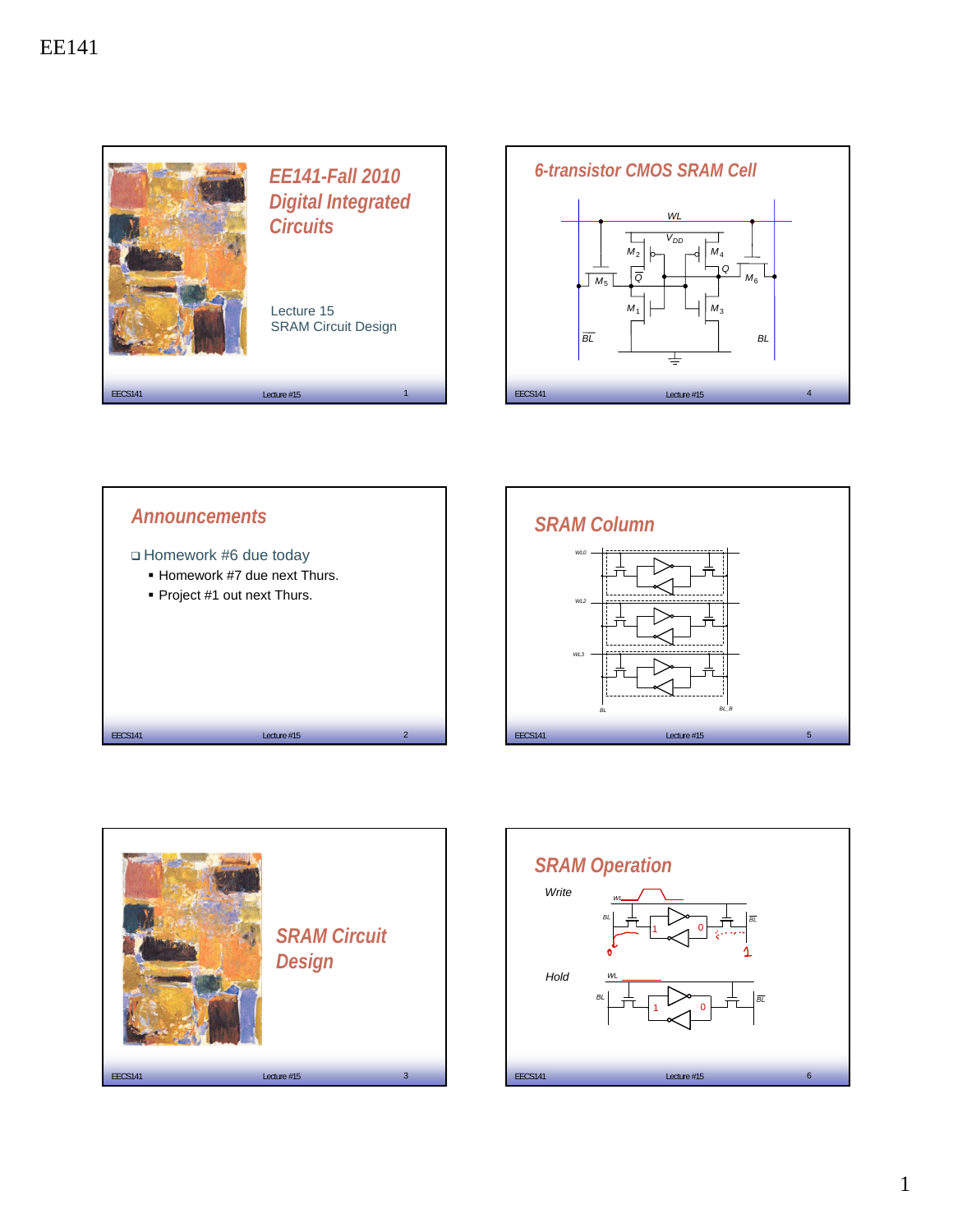EE141

# EE141-Fall 2010
# Digital Integrated Circuits

Lecture 15
SRAM Circuit Design

## Announcements

- Homework #6 due today
  - Homework #7 due next Thurs.
  - Project #1 out next Thurs.

# SRAM Circuit Design

## 6-transistor CMOS SRAM Cell

WL, $V_{DD}$, $M_2$, $M_4$, $M_5$, $M_6$, $\overline{Q}$, $Q$, $M_1$, $M_3$, $\overline{BL}$, BL

## SRAM Column

WL0, WL2, WL3, BL, BL_B

## SRAM Operation

Write

WL, BL, $\overline{BL}$, 1, 0, 0, 1

Hold

WL, BL, $\overline{BL}$, 1, 0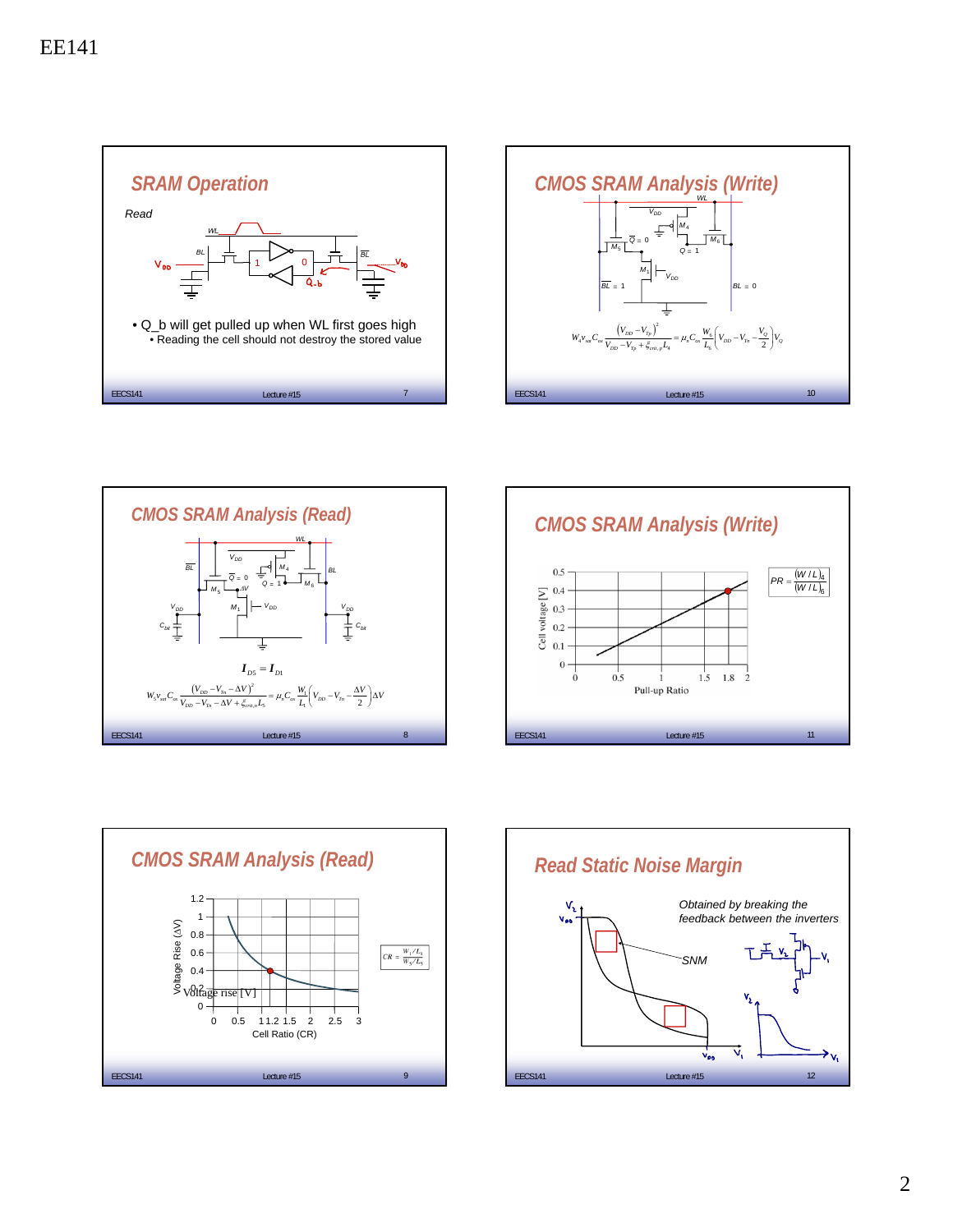EE141

## SRAM Operation

*Read*

- Q_b will get pulled up when WL first goes high
  - Reading the cell should not destroy the stored value

## CMOS SRAM Analysis (Write)

$$W_4 v_{sat} C_{ox} \frac{(V_{DD} - V_{Tp})^2}{V_{DD} - V_{Tp} + \xi_{crit,p} L_4} = \mu_n C_{ox} \frac{W_6}{L_6} \left( V_{DD} - V_{Tn} - \frac{V_Q}{2} \right) V_Q$$

## CMOS SRAM Analysis (Read)

$$I_{D5} = I_{D1}$$

$$W_5 v_{sat} C_{ox} \frac{(V_{DD} - V_{Tn} - \Delta V)^2}{V_{DD} - V_{Tn} - \Delta V + \xi_{crit,n} L_5} = \mu_n C_{ox} \frac{W_1}{L_1} \left( V_{DD} - V_{Tn} - \frac{\Delta V}{2} \right) \Delta V$$

## CMOS SRAM Analysis (Write)

$$PR = \frac{(W/L)_4}{(W/L)_6}$$

## CMOS SRAM Analysis (Read)

$$CR = \frac{W_1/L_1}{W_5/L_5}$$

## Read Static Noise Margin

*Obtained by breaking the feedback between the inverters*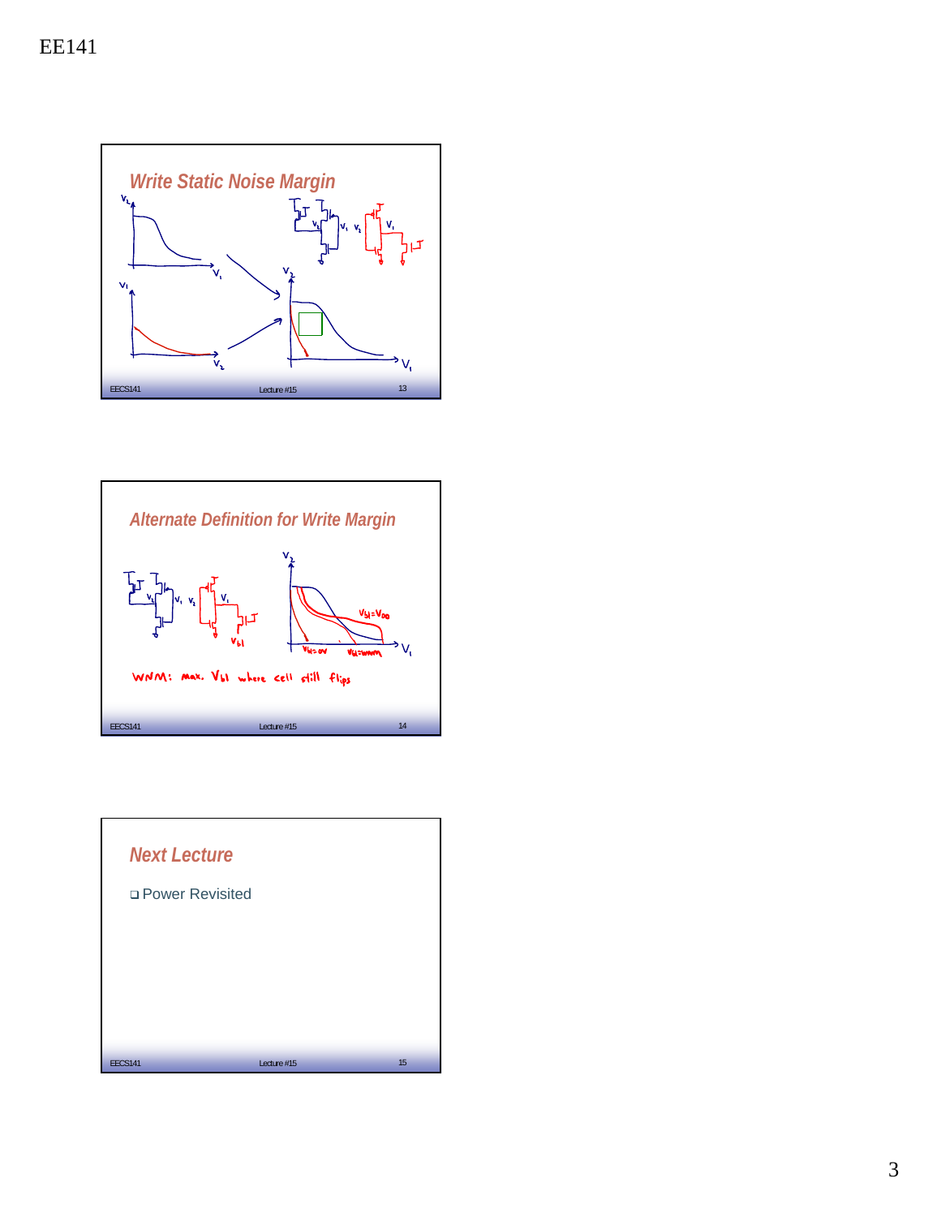## Write Static Noise Margin

$V_2$

$V_1$

$V_1$

$V_2$

$V_1$ $V_2$

$V_1$

$V_2$

$V_1$

## Alternate Definition for Write Margin

$V_1$ $V_2$

$V_1$

$V_{bl}$

$V_2$

$V_{bl} = V_{DD}$

$V_{bl} = 0V$

$V_{bl} = WNM$

$V_1$

WNM: max. $V_{bl}$ where cell still flips

## Next Lecture

- Power Revisited